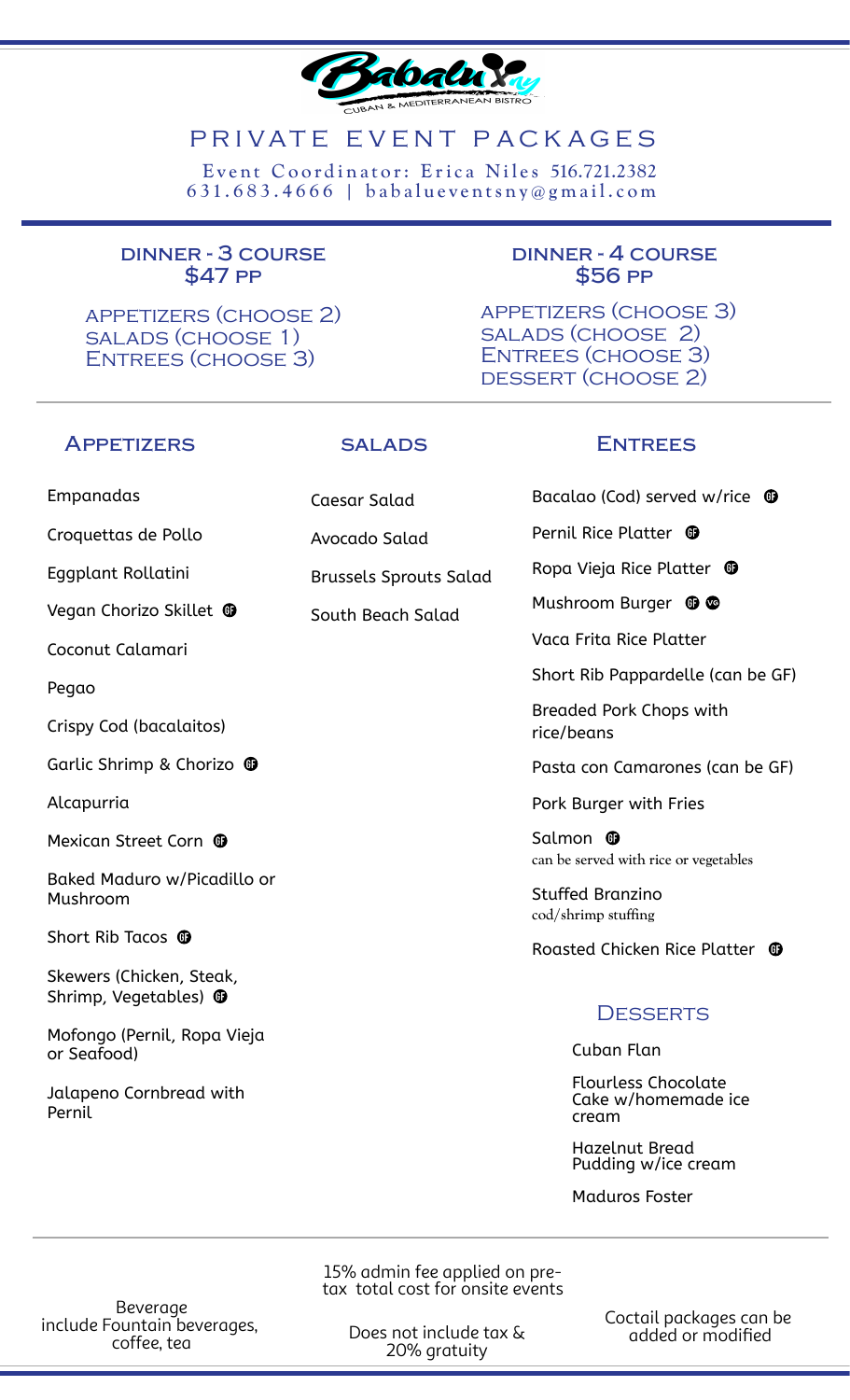# PRIVATE EVENT PACKAGES

Event Coordinator: Erica Niles 516.721.2382
631.683.4666 | babalueventsny@gmail.com

## DINNER - 3 COURSE
## $47 PP

- APPETIZERS (CHOOSE 2)
- SALADS (CHOOSE 1)
- ENTREES (CHOOSE 3)

## DINNER - 4 COURSE
## $56 PP

- APPETIZERS (CHOOSE 3)
- SALADS (CHOOSE 2)
- ENTREES (CHOOSE 3)
- DESSERT (CHOOSE 2)

### APPETIZERS

- Empanadas
- Croquettas de Pollo
- Eggplant Rollatini
- Vegan Chorizo Skillet (GF)
- Coconut Calamari
- Pegao
- Crispy Cod (bacalaitos)
- Garlic Shrimp & Chorizo (GF)
- Alcapurria
- Mexican Street Corn (GF)
- Baked Maduro w/Picadillo or Mushroom
- Short Rib Tacos (GF)
- Skewers (Chicken, Steak, Shrimp, Vegetables) (GF)
- Mofongo (Pernil, Ropa Vieja or Seafood)
- Jalapeno Cornbread with Pernil

### SALADS

- Caesar Salad
- Avocado Salad
- Brussels Sprouts Salad
- South Beach Salad

### ENTREES

- Bacalao (Cod) served w/rice (GF)
- Pernil Rice Platter (GF)
- Ropa Vieja Rice Platter (GF)
- Mushroom Burger (GF) (VG)
- Vaca Frita Rice Platter
- Short Rib Pappardelle (can be GF)
- Breaded Pork Chops with rice/beans
- Pasta con Camarones (can be GF)
- Pork Burger with Fries
- Salmon (GF)
  can be served with rice or vegetables
- Stuffed Branzino
  cod/shrimp stuffing
- Roasted Chicken Rice Platter (GF)

### DESSERTS

- Cuban Flan
- Flourless Chocolate Cake w/homemade ice cream
- Hazelnut Bread Pudding w/ice cream
- Maduros Foster

Beverage
include Fountain beverages, coffee, tea

15% admin fee applied on pre-tax total cost for onsite events

Does not include tax & 20% gratuity

Coctail packages can be added or modified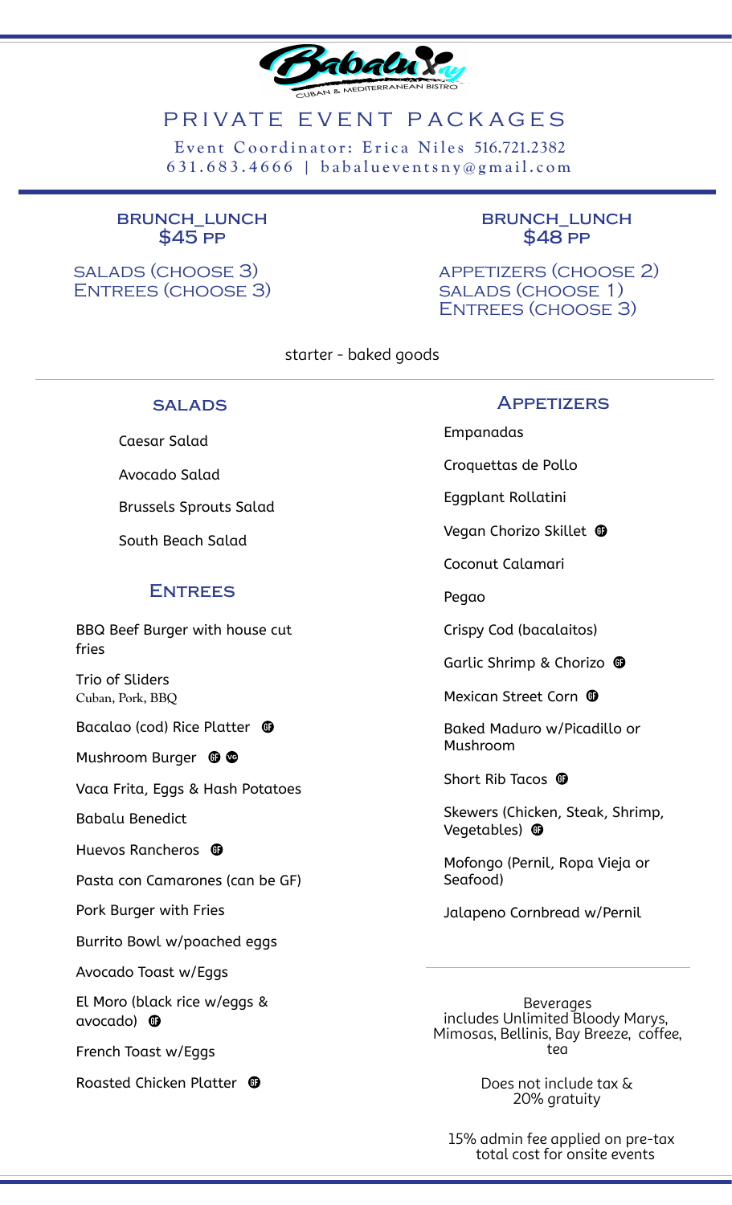# PRIVATE EVENT PACKAGES

Event Coordinator: Erica Niles 516.721.2382
631.683.4666 | babalueventsny@gmail.com

## BRUNCH_LUNCH $45 PP

SALADS (CHOOSE 3)
ENTREES (CHOOSE 3)

## BRUNCH_LUNCH $48 PP

APPETIZERS (CHOOSE 2)
SALADS (CHOOSE 1)
ENTREES (CHOOSE 3)

starter - baked goods

### SALADS

- Caesar Salad
- Avocado Salad
- Brussels Sprouts Salad
- South Beach Salad

### ENTREES

- BBQ Beef Burger with house cut fries
- Trio of Sliders
  Cuban, Pork, BBQ
- Bacalao (cod) Rice Platter GF
- Mushroom Burger GF VG
- Vaca Frita, Eggs & Hash Potatoes
- Babalu Benedict
- Huevos Rancheros GF
- Pasta con Camarones (can be GF)
- Pork Burger with Fries
- Burrito Bowl w/poached eggs
- Avocado Toast w/Eggs
- El Moro (black rice w/eggs & avocado) GF
- French Toast w/Eggs
- Roasted Chicken Platter GF

### APPETIZERS

- Empanadas
- Croquettas de Pollo
- Eggplant Rollatini
- Vegan Chorizo Skillet GF
- Coconut Calamari
- Pegao
- Crispy Cod (bacalaitos)
- Garlic Shrimp & Chorizo GF
- Mexican Street Corn GF
- Baked Maduro w/Picadillo or Mushroom
- Short Rib Tacos GF
- Skewers (Chicken, Steak, Shrimp, Vegetables) GF
- Mofongo (Pernil, Ropa Vieja or Seafood)
- Jalapeno Cornbread w/Pernil

Beverages
includes Unlimited Bloody Marys, Mimosas, Bellinis, Bay Breeze, coffee, tea

Does not include tax & 20% gratuity

15% admin fee applied on pre-tax total cost for onsite events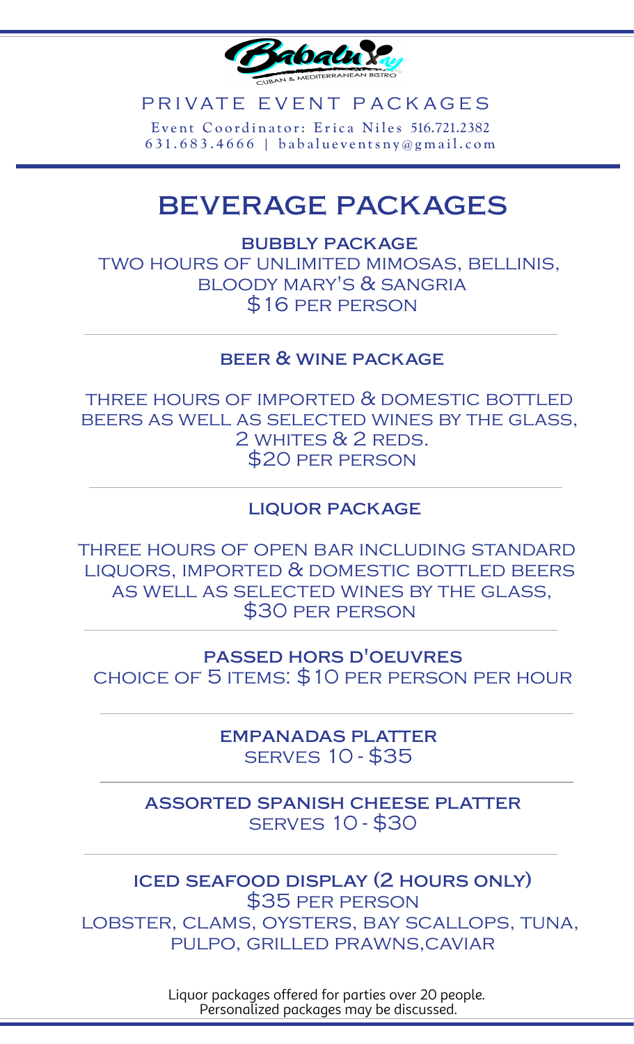PRIVATE EVENT PACKAGES

Event Coordinator: Erica Niles 516.721.2382
631.683.4666 | babalueventsny@gmail.com

# BEVERAGE PACKAGES

**BUBBLY PACKAGE**

TWO HOURS OF UNLIMITED MIMOSAS, BELLINIS, BLOODY MARY'S & SANGRIA
$16 PER PERSON

---

**BEER & WINE PACKAGE**

THREE HOURS OF IMPORTED & DOMESTIC BOTTLED BEERS AS WELL AS SELECTED WINES BY THE GLASS, 2 WHITES & 2 REDS.
$20 PER PERSON

---

**LIQUOR PACKAGE**

THREE HOURS OF OPEN BAR INCLUDING STANDARD LIQUORS, IMPORTED & DOMESTIC BOTTLED BEERS AS WELL AS SELECTED WINES BY THE GLASS,
$30 PER PERSON

---

**PASSED HORS D'OEUVRES**

CHOICE OF 5 ITEMS: $10 PER PERSON PER HOUR

---

**EMPANADAS PLATTER**

SERVES 10 - $35

---

**ASSORTED SPANISH CHEESE PLATTER**

SERVES 10 - $30

---

**ICED SEAFOOD DISPLAY (2 HOURS ONLY)**

$35 PER PERSON
LOBSTER, CLAMS, OYSTERS, BAY SCALLOPS, TUNA, PULPO, GRILLED PRAWNS,CAVIAR

Liquor packages offered for parties over 20 people.
Personalized packages may be discussed.